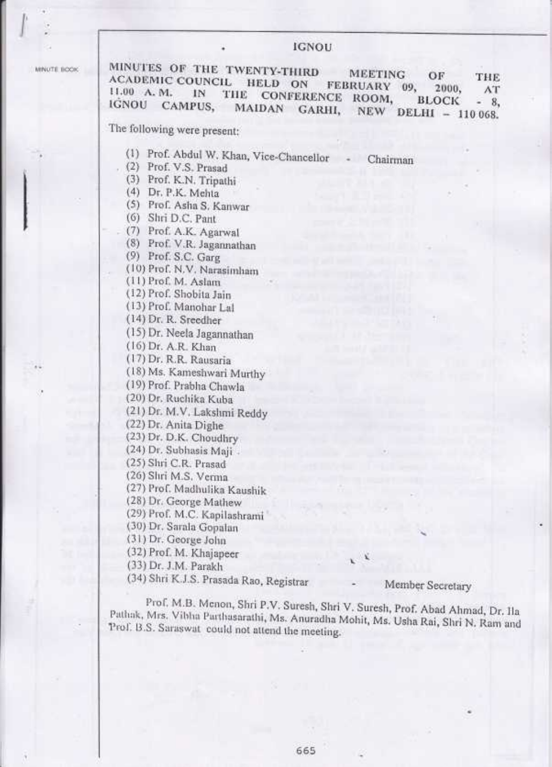# IGNOU

## MINUTES OF THE TWENTY-THIRD MEETING OF THE ACADEMIC COUNCIL HELD ON FEBRUARY 09, 2000, AT 11.00 A. M. IN THE CONFERENCE ROOM, BLOCK - 8, IGNOU CAMPUS, MAIDAN GARHI, NEW DELHI – 110 068.

The following were present:

(1) Prof. Abdul W. Khan, Vice-Chancellor - Chairman
(2) Prof. V.S. Prasad
(3) Prof. K.N. Tripathi
(4) Dr. P.K. Mehta
(5) Prof. Asha S. Kanwar
(6) Shri D.C. Pant
(7) Prof. A.K. Agarwal
(8) Prof. V.R. Jagannathan
(9) Prof. S.C. Garg
(10) Prof. N.V. Narasimham
(11) Prof. M. Aslam
(12) Prof. Shobita Jain
(13) Prof. Manohar Lal
(14) Dr. R. Sreedher
(15) Dr. Neela Jagannathan
(16) Dr. A.R. Khan
(17) Dr. R.R. Rausaria
(18) Ms. Kameshwari Murthy
(19) Prof. Prabha Chawla
(20) Dr. Ruchika Kuba
(21) Dr. M.V. Lakshmi Reddy
(22) Dr. Anita Dighe
(23) Dr. D.K. Choudhry
(24) Dr. Subhasis Maji
(25) Shri C.R. Prasad
(26) Shri M.S. Verma
(27) Prof. Madhulika Kaushik
(28) Dr. George Mathew
(29) Prof. M.C. Kapilashrami
(30) Dr. Sarala Gopalan
(31) Dr. George John
(32) Prof. M. Khajapeer
(33) Dr. J.M. Parakh
(34) Shri K.J.S. Prasada Rao, Registrar - Member Secretary

Prof. M.B. Menon, Shri P.V. Suresh, Shri V. Suresh, Prof. Abad Ahmad, Dr. Ila Pathak, Mrs. Vibha Parthasarathi, Ms. Anuradha Mohit, Ms. Usha Rai, Shri N. Ram and Prof. B.S. Saraswat could not attend the meeting.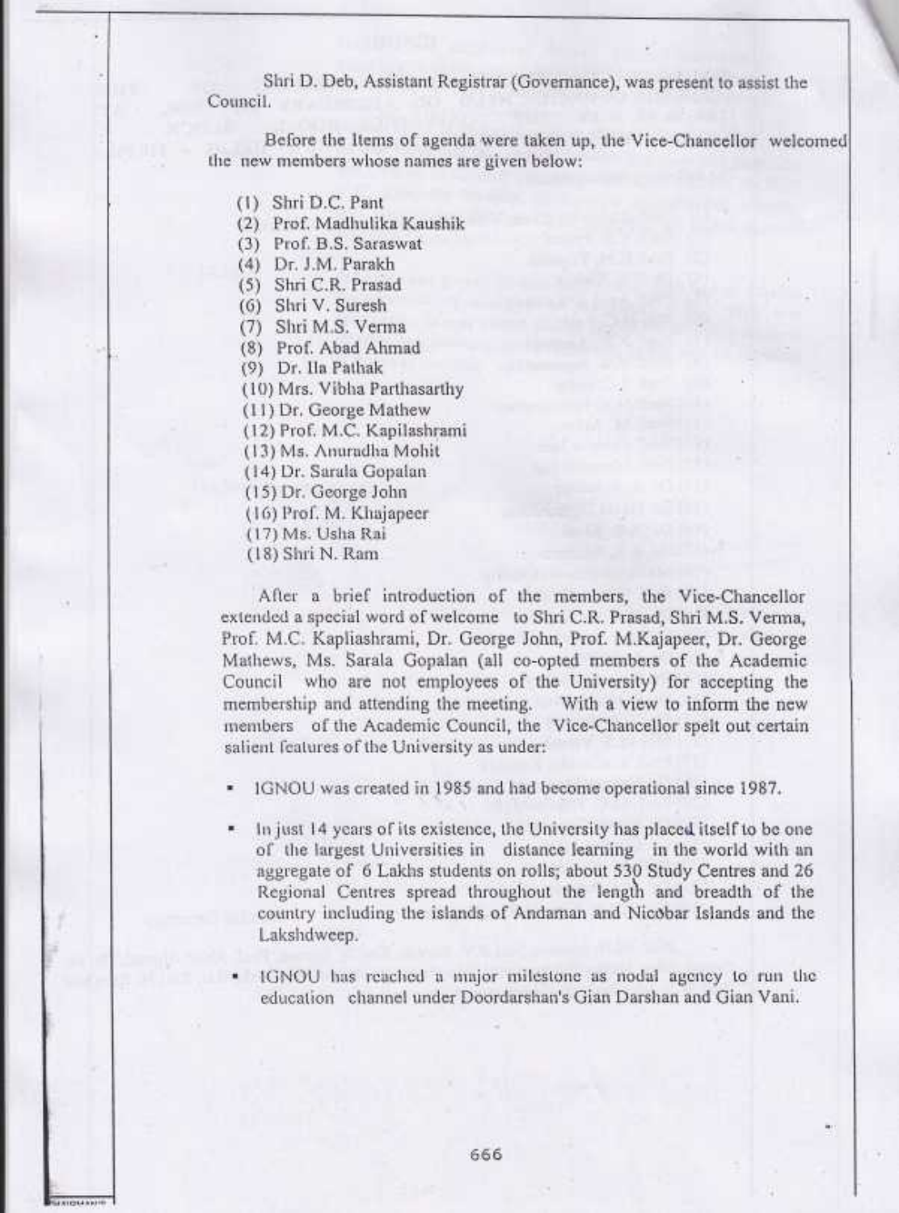Shri D. Deb, Assistant Registrar (Governance), was present to assist the Council.

Before the Items of agenda were taken up, the Vice-Chancellor welcomed the new members whose names are given below:

(1) Shri D.C. Pant
(2) Prof. Madhulika Kaushik
(3) Prof. B.S. Saraswat
(4) Dr. J.M. Parakh
(5) Shri C.R. Prasad
(6) Shri V. Suresh
(7) Shri M.S. Verma
(8) Prof. Abad Ahmad
(9) Dr. Ila Pathak
(10) Mrs. Vibha Parthasarthy
(11) Dr. George Mathew
(12) Prof. M.C. Kapilashrami
(13) Ms. Anuradha Mohit
(14) Dr. Sarala Gopalan
(15) Dr. George John
(16) Prof. M. Khajapeer
(17) Ms. Usha Rai
(18) Shri N. Ram

After a brief introduction of the members, the Vice-Chancellor extended a special word of welcome to Shri C.R. Prasad, Shri M.S. Verma, Prof. M.C. Kapliashrami, Dr. George John, Prof. M.Kajapeer, Dr. George Mathews, Ms. Sarala Gopalan (all co-opted members of the Academic Council who are not employees of the University) for accepting the membership and attending the meeting. With a view to inform the new members of the Academic Council, the Vice-Chancellor spelt out certain salient features of the University as under:

- IGNOU was created in 1985 and had become operational since 1987.
- In just 14 years of its existence, the University has placed itself to be one of the largest Universities in distance learning in the world with an aggregate of 6 Lakhs students on rolls; about 530 Study Centres and 26 Regional Centres spread throughout the length and breadth of the country including the islands of Andaman and Nicobar Islands and the Lakshdweep.
- IGNOU has reached a major milestone as nodal agency to run the education channel under Doordarshan's Gian Darshan and Gian Vani.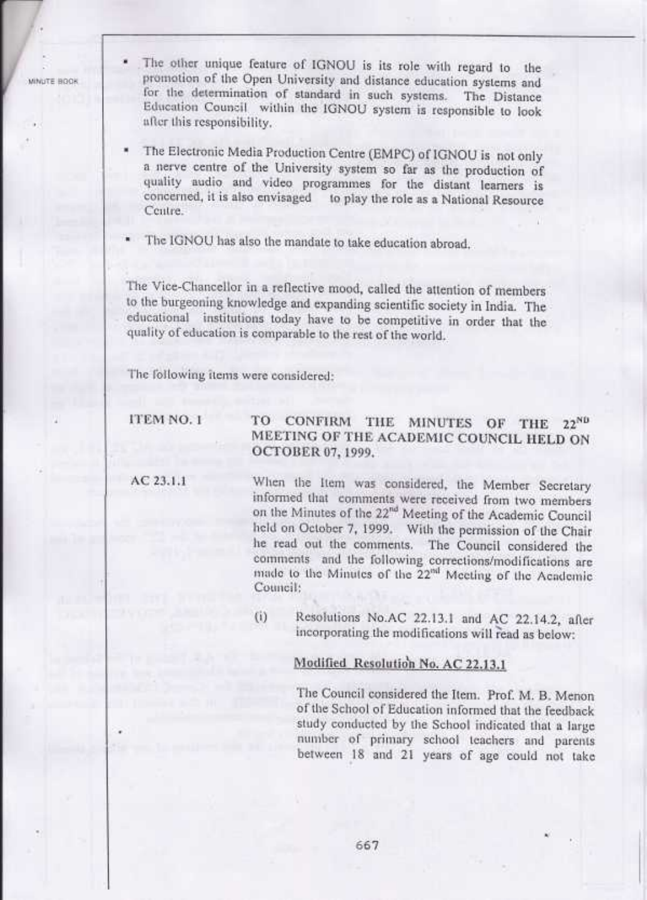- The other unique feature of IGNOU is its role with regard to the promotion of the Open University and distance education systems and for the determination of standard in such systems. The Distance Education Council within the IGNOU system is responsible to look after this responsibility.

- The Electronic Media Production Centre (EMPC) of IGNOU is not only a nerve centre of the University system so far as the production of quality audio and video programmes for the distant learners is concerned, it is also envisaged to play the role as a National Resource Centre.

- The IGNOU has also the mandate to take education abroad.

The Vice-Chancellor in a reflective mood, called the attention of members to the burgeoning knowledge and expanding scientific society in India. The educational institutions today have to be competitive in order that the quality of education is comparable to the rest of the world.

The following items were considered:

**ITEM NO. 1** **TO CONFIRM THE MINUTES OF THE 22ND MEETING OF THE ACADEMIC COUNCIL HELD ON OCTOBER 07, 1999.**

**AC 23.1.1** When the Item was considered, the Member Secretary informed that comments were received from two members on the Minutes of the 22nd Meeting of the Academic Council held on October 7, 1999. With the permission of the Chair he read out the comments. The Council considered the comments and the following corrections/modifications are made to the Minutes of the 22nd Meeting of the Academic Council:

(i) Resolutions No.AC 22.13.1 and AC 22.14.2, after incorporating the modifications will read as below:

**<u>Modified Resolution No. AC 22.13.1</u>**

The Council considered the Item. Prof. M. B. Menon of the School of Education informed that the feedback study conducted by the School indicated that a large number of primary school teachers and parents between 18 and 21 years of age could not take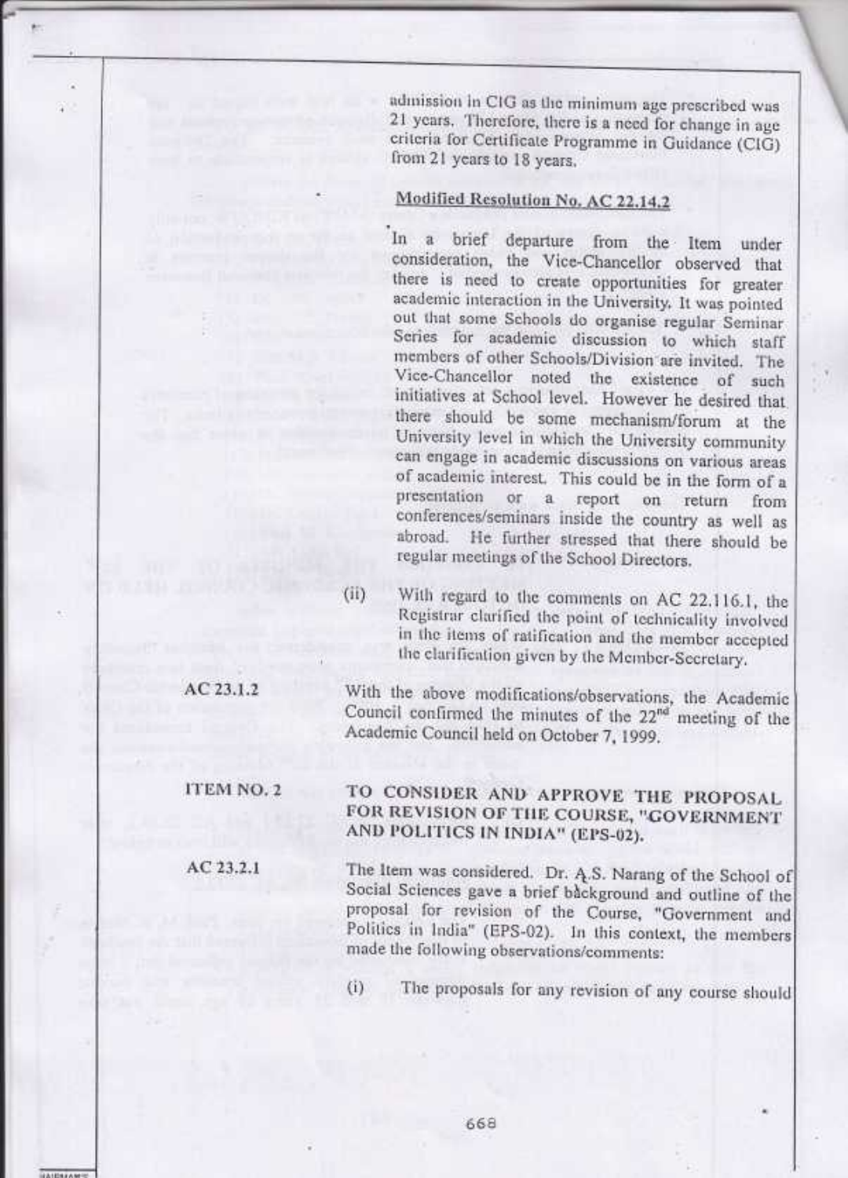admission in CIG as the minimum age prescribed was 21 years. Therefore, there is a need for change in age criteria for Certificate Programme in Guidance (CIG) from 21 years to 18 years.

**Modified Resolution No. AC 22.14.2**

In a brief departure from the Item under consideration, the Vice-Chancellor observed that there is need to create opportunities for greater academic interaction in the University. It was pointed out that some Schools do organise regular Seminar Series for academic discussion to which staff members of other Schools/Division are invited. The Vice-Chancellor noted the existence of such initiatives at School level. However he desired that there should be some mechanism/forum at the University level in which the University community can engage in academic discussions on various areas of academic interest. This could be in the form of a presentation or a report on return from conferences/seminars inside the country as well as abroad. He further stressed that there should be regular meetings of the School Directors.

(ii) With regard to the comments on AC 22.116.1, the Registrar clarified the point of technicality involved in the items of ratification and the member accepted the clarification given by the Member-Secretary.

AC 23.1.2 With the above modifications/observations, the Academic Council confirmed the minutes of the 22nd meeting of the Academic Council held on October 7, 1999.

**ITEM NO. 2 TO CONSIDER AND APPROVE THE PROPOSAL FOR REVISION OF THE COURSE, "GOVERNMENT AND POLITICS IN INDIA" (EPS-02).**

AC 23.2.1 The Item was considered. Dr. A.S. Narang of the School of Social Sciences gave a brief background and outline of the proposal for revision of the Course, "Government and Politics in India" (EPS-02). In this context, the members made the following observations/comments:

(i) The proposals for any revision of any course should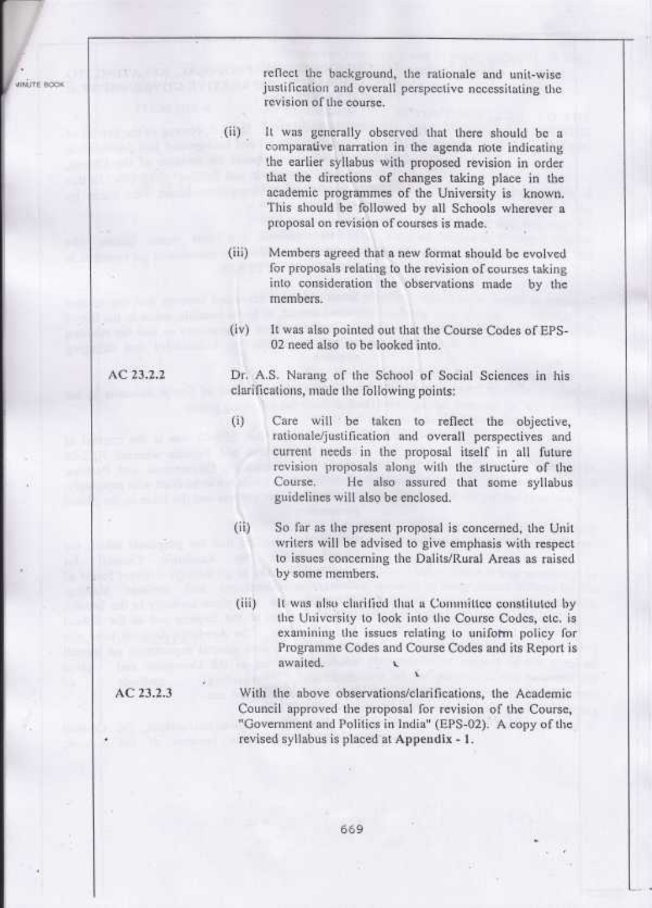reflect the background, the rationale and unit-wise justification and overall perspective necessitating the revision of the course.

(ii) It was generally observed that there should be a comparative narration in the agenda note indicating the earlier syllabus with proposed revision in order that the directions of changes taking place in the academic programmes of the University is known. This should be followed by all Schools wherever a proposal on revision of courses is made.

(iii) Members agreed that a new format should be evolved for proposals relating to the revision of courses taking into consideration the observations made by the members.

(iv) It was also pointed out that the Course Codes of EPS-02 need also to be looked into.

**AC 23.2.2** Dr. A.S. Narang of the School of Social Sciences in his clarifications, made the following points:

(i) Care will be taken to reflect the objective, rationale/justification and overall perspectives and current needs in the proposal itself in all future revision proposals along with the structure of the Course. He also assured that some syllabus guidelines will also be enclosed.

(ii) So far as the present proposal is concerned, the Unit writers will be advised to give emphasis with respect to issues concerning the Dalits/Rural Areas as raised by some members.

(iii) It was also clarified that a Committee constituted by the University to look into the Course Codes, etc. is examining the issues relating to uniform policy for Programme Codes and Course Codes and its Report is awaited.

**AC 23.2.3** With the above observations/clarifications, the Academic Council approved the proposal for revision of the Course, "Government and Politics in India" (EPS-02). A copy of the revised syllabus is placed at **Appendix - 1**.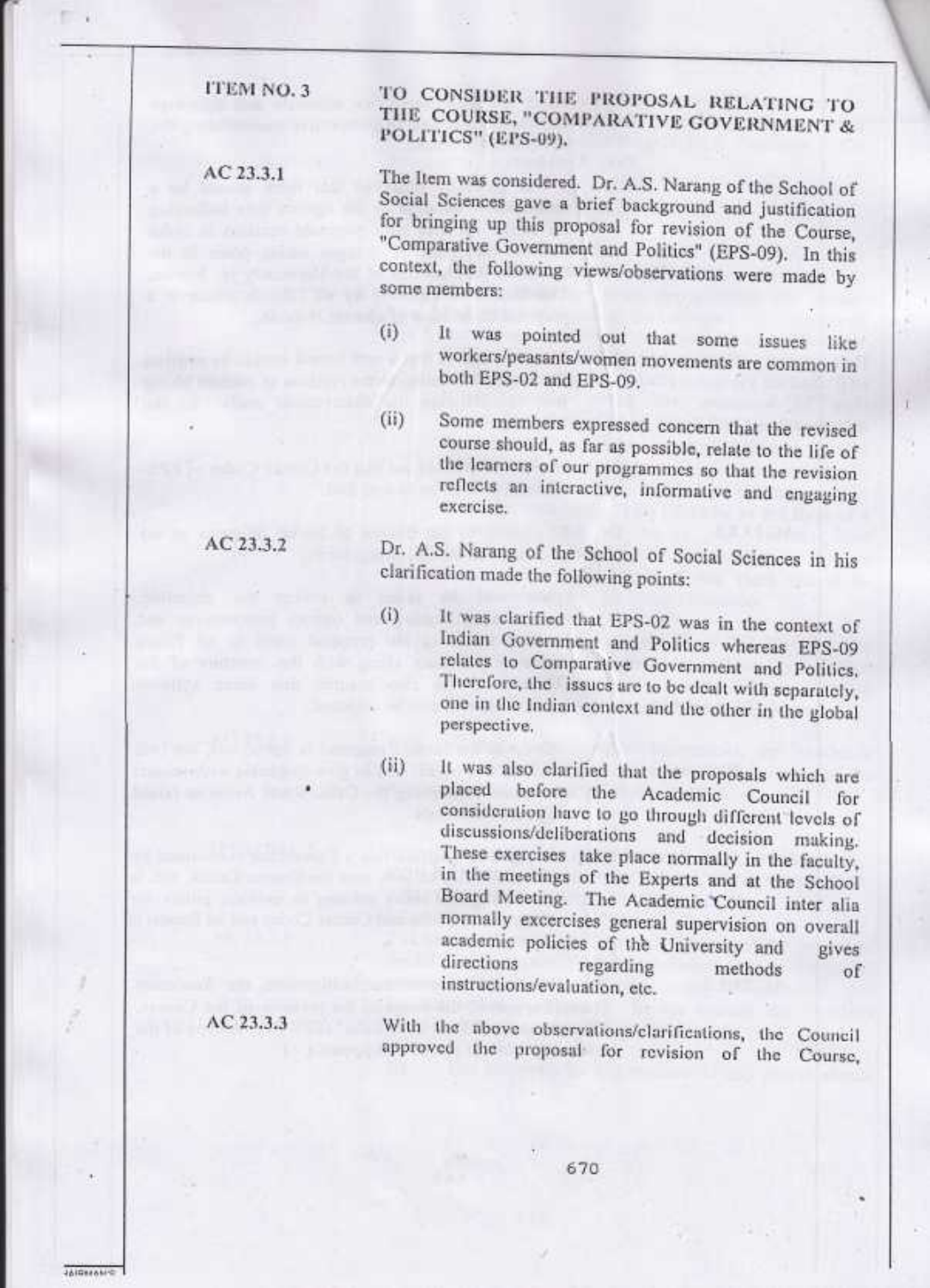**ITEM NO. 3** **TO CONSIDER THE PROPOSAL RELATING TO THE COURSE, "COMPARATIVE GOVERNMENT & POLITICS" (EPS-09).**

**AC 23.3.1**

The Item was considered. Dr. A.S. Narang of the School of Social Sciences gave a brief background and justification for bringing up this proposal for revision of the Course, "Comparative Government and Politics" (EPS-09). In this context, the following views/observations were made by some members:

(i) It was pointed out that some issues like workers/peasants/women movements are common in both EPS-02 and EPS-09.

(ii) Some members expressed concern that the revised course should, as far as possible, relate to the life of the learners of our programmes so that the revision reflects an interactive, informative and engaging exercise.

**AC 23.3.2**

Dr. A.S. Narang of the School of Social Sciences in his clarification made the following points:

(i) It was clarified that EPS-02 was in the context of Indian Government and Politics whereas EPS-09 relates to Comparative Government and Politics. Therefore, the issues are to be dealt with separately, one in the Indian context and the other in the global perspective.

(ii) It was also clarified that the proposals which are placed before the Academic Council for consideration have to go through different levels of discussions/deliberations and decision making. These exercises take place normally in the faculty, in the meetings of the Experts and at the School Board Meeting. The Academic Council inter alia normally excercises general supervision on overall academic policies of the University and gives directions regarding methods of instructions/evaluation, etc.

**AC 23.3.3**

With the above observations/clarifications, the Council approved the proposal for revision of the Course,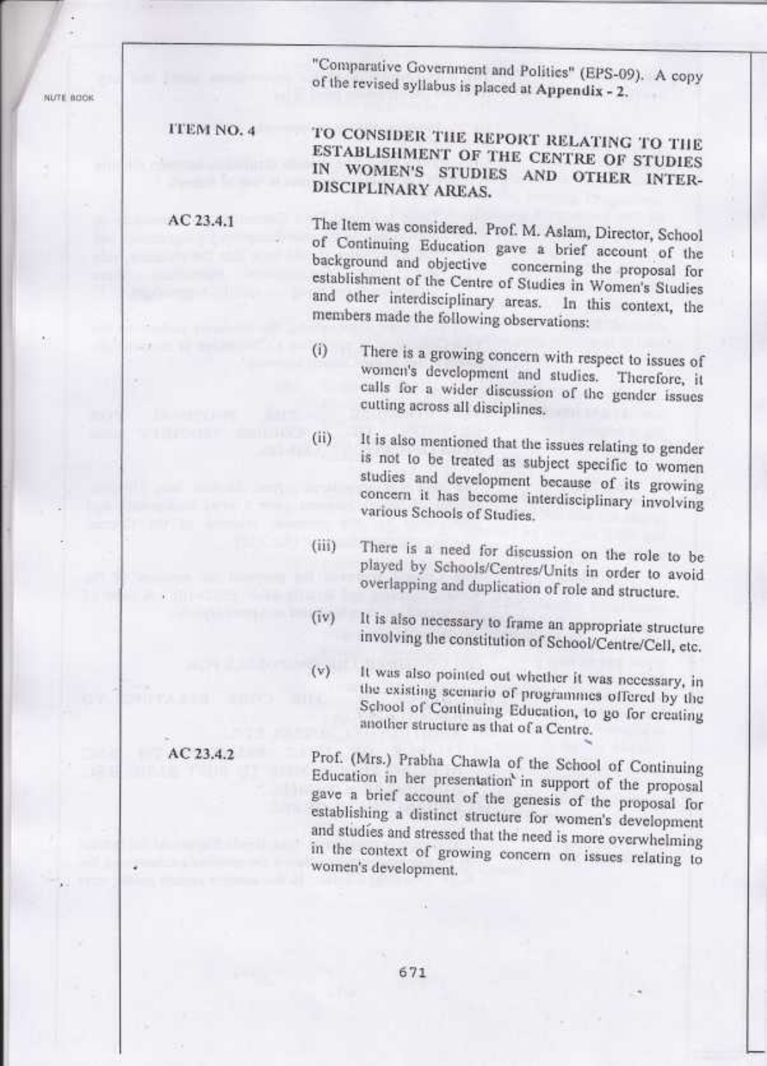"Comparative Government and Politics" (EPS-09). A copy of the revised syllabus is placed at **Appendix - 2.**

**ITEM NO. 4** **TO CONSIDER THE REPORT RELATING TO THE ESTABLISHMENT OF THE CENTRE OF STUDIES IN WOMEN'S STUDIES AND OTHER INTER-DISCIPLINARY AREAS.**

**AC 23.4.1** The Item was considered. Prof. M. Aslam, Director, School of Continuing Education gave a brief account of the background and objective concerning the proposal for establishment of the Centre of Studies in Women's Studies and other interdisciplinary areas. In this context, the members made the following observations:

(i) There is a growing concern with respect to issues of women's development and studies. Therefore, it calls for a wider discussion of the gender issues cutting across all disciplines.

(ii) It is also mentioned that the issues relating to gender is not to be treated as subject specific to women studies and development because of its growing concern it has become interdisciplinary involving various Schools of Studies.

(iii) There is a need for discussion on the role to be played by Schools/Centres/Units in order to avoid overlapping and duplication of role and structure.

(iv) It is also necessary to frame an appropriate structure involving the constitution of School/Centre/Cell, etc.

(v) It was also pointed out whether it was necessary, in the existing scenario of programmes offered by the School of Continuing Education, to go for creating another structure as that of a Centre.

**AC 23.4.2** Prof. (Mrs.) Prabha Chawla of the School of Continuing Education in her presentation in support of the proposal gave a brief account of the genesis of the proposal for establishing a distinct structure for women's development and studies and stressed that the need is more overwhelming in the context of growing concern on issues relating to women's development.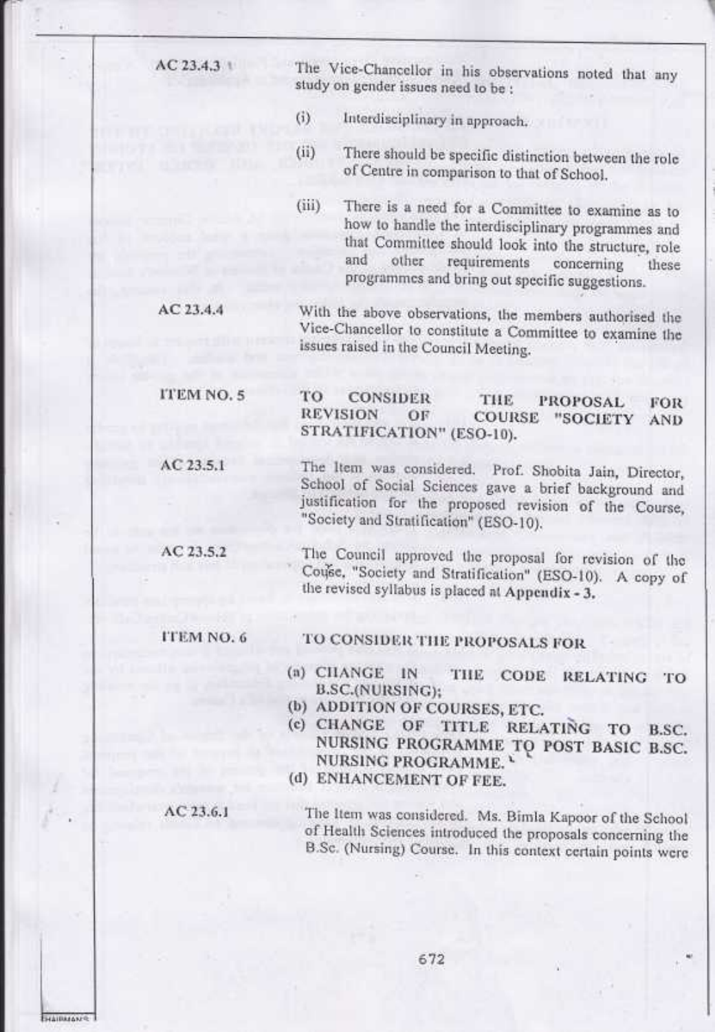**AC 23.4.3**

The Vice-Chancellor in his observations noted that any study on gender issues need to be :

(i) Interdisciplinary in approach.

(ii) There should be specific distinction between the role of Centre in comparison to that of School.

(iii) There is a need for a Committee to examine as to how to handle the interdisciplinary programmes and that Committee should look into the structure, role and other requirements concerning these programmes and bring out specific suggestions.

**AC 23.4.4**

With the above observations, the members authorised the Vice-Chancellor to constitute a Committee to examine the issues raised in the Council Meeting.

**ITEM NO. 5**

**TO CONSIDER THE PROPOSAL FOR REVISION OF COURSE "SOCIETY AND STRATIFICATION" (ESO-10).**

**AC 23.5.1**

The Item was considered. Prof. Shobita Jain, Director, School of Social Sciences gave a brief background and justification for the proposed revision of the Course, "Society and Stratification" (ESO-10).

**AC 23.5.2**

The Council approved the proposal for revision of the Coŭse, "Society and Stratification" (ESO-10). A copy of the revised syllabus is placed at **Appendix - 3.**

**ITEM NO. 6**

**TO CONSIDER THE PROPOSALS FOR**

(a) CHANGE IN THE CODE RELATING TO B.SC.(NURSING);
(b) ADDITION OF COURSES, ETC.
(c) CHANGE OF TITLE RELATING TO B.SC. NURSING PROGRAMME TO POST BASIC B.SC. NURSING PROGRAMME.
(d) ENHANCEMENT OF FEE.

**AC 23.6.1**

The Item was considered. Ms. Bimla Kapoor of the School of Health Sciences introduced the proposals concerning the B.Sc. (Nursing) Course. In this context certain points were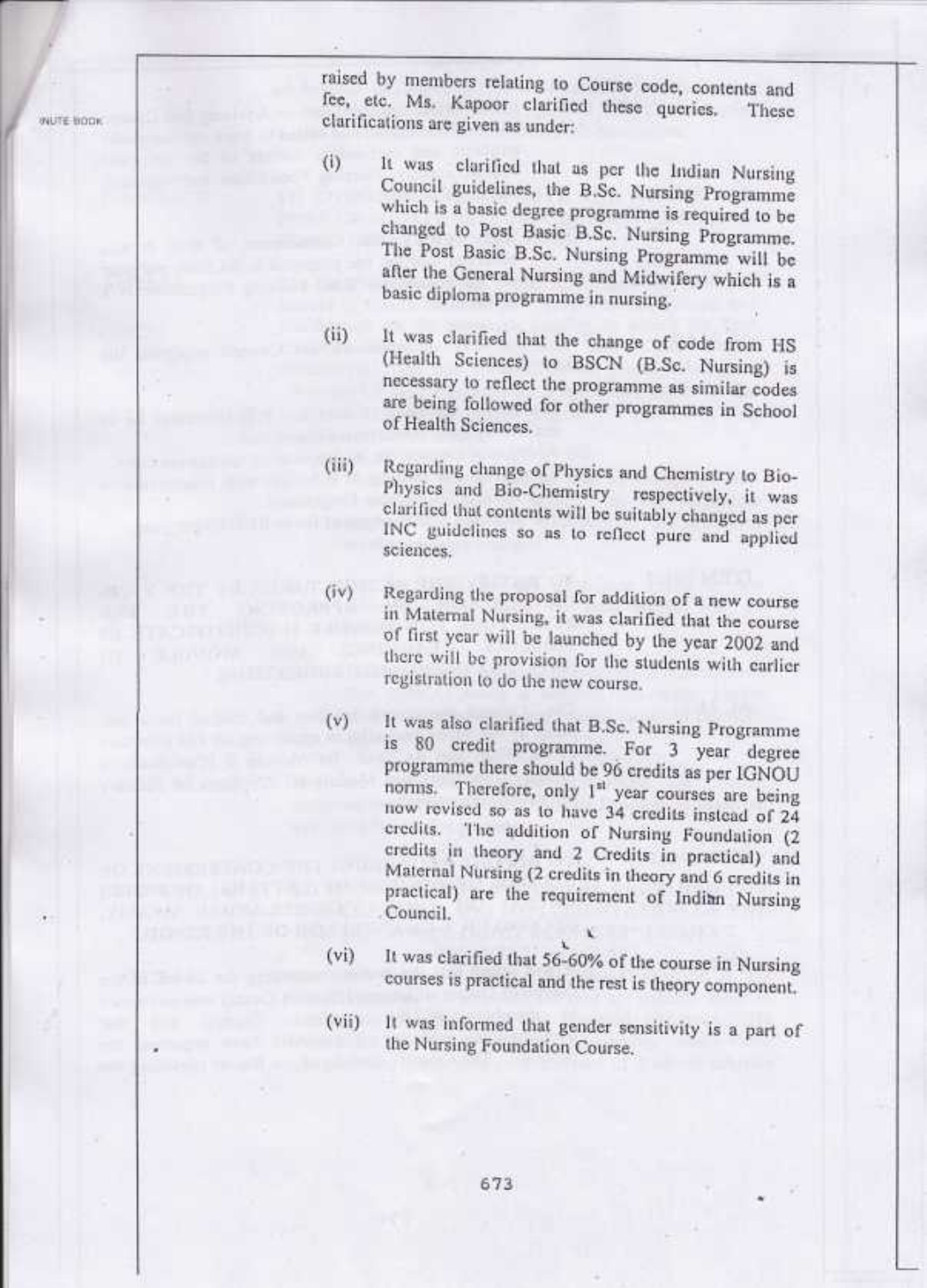raised by members relating to Course code, contents and fee, etc. Ms. Kapoor clarified these queries. These clarifications are given as under:

(i) It was clarified that as per the Indian Nursing Council guidelines, the B.Sc. Nursing Programme which is a basic degree programme is required to be changed to Post Basic B.Sc. Nursing Programme. The Post Basic B.Sc. Nursing Programme will be after the General Nursing and Midwifery which is a basic diploma programme in nursing.

(ii) It was clarified that the change of code from HS (Health Sciences) to BSCN (B.Sc. Nursing) is necessary to reflect the programme as similar codes are being followed for other programmes in School of Health Sciences.

(iii) Regarding change of Physics and Chemistry to Bio-Physics and Bio-Chemistry respectively, it was clarified that contents will be suitably changed as per INC guidelines so as to reflect pure and applied sciences.

(iv) Regarding the proposal for addition of a new course in Maternal Nursing, it was clarified that the course of first year will be launched by the year 2002 and there will be provision for the students with earlier registration to do the new course.

(v) It was also clarified that B.Sc. Nursing Programme is 80 credit programme. For 3 year degree programme there should be 96 credits as per IGNOU norms. Therefore, only 1st year courses are being now revised so as to have 34 credits instead of 24 credits. The addition of Nursing Foundation (2 credits in theory and 2 Credits in practical) and Maternal Nursing (2 credits in theory and 6 credits in practical) are the requirement of Indian Nursing Council.

(vi) It was clarified that 56-60% of the course in Nursing courses is practical and the rest is theory component.

(vii) It was informed that gender sensitivity is a part of the Nursing Foundation Course.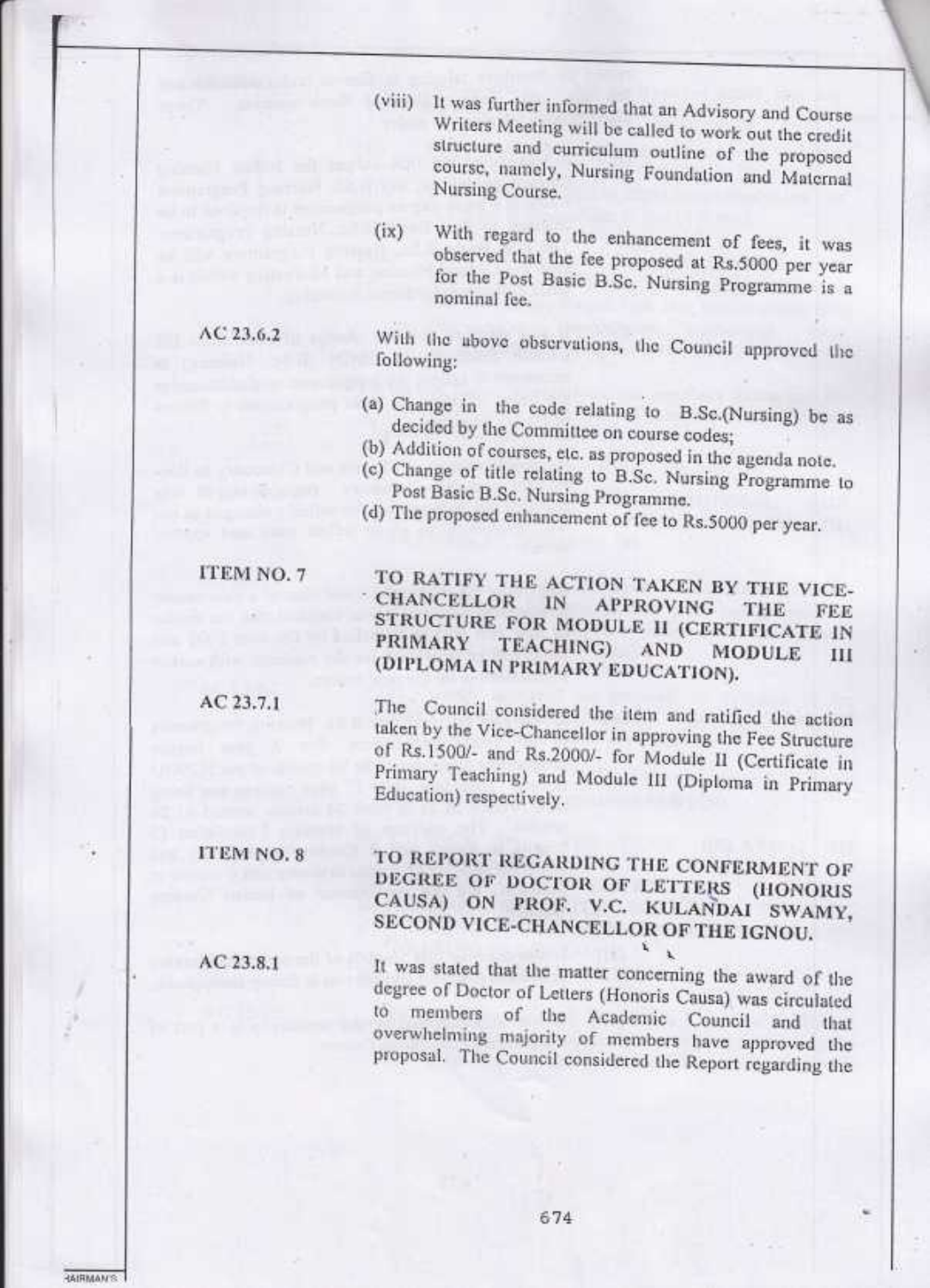(viii) It was further informed that an Advisory and Course Writers Meeting will be called to work out the credit structure and curriculum outline of the proposed course, namely, Nursing Foundation and Maternal Nursing Course.

(ix) With regard to the enhancement of fees, it was observed that the fee proposed at Rs.5000 per year for the Post Basic B.Sc. Nursing Programme is a nominal fee.

**AC 23.6.2** With the above observations, the Council approved the following:

(a) Change in the code relating to B.Sc.(Nursing) be as decided by the Committee on course codes;
(b) Addition of courses, etc. as proposed in the agenda note.
(c) Change of title relating to B.Sc. Nursing Programme to Post Basic B.Sc. Nursing Programme.
(d) The proposed enhancement of fee to Rs.5000 per year.

**ITEM NO. 7** **TO RATIFY THE ACTION TAKEN BY THE VICE-CHANCELLOR IN APPROVING THE FEE STRUCTURE FOR MODULE II (CERTIFICATE IN PRIMARY TEACHING) AND MODULE III (DIPLOMA IN PRIMARY EDUCATION).**

**AC 23.7.1** The Council considered the item and ratified the action taken by the Vice-Chancellor in approving the Fee Structure of Rs.1500/- and Rs.2000/- for Module II (Certificate in Primary Teaching) and Module III (Diploma in Primary Education) respectively.

**ITEM NO. 8** **TO REPORT REGARDING THE CONFERMENT OF DEGREE OF DOCTOR OF LETTERS (HONORIS CAUSA) ON PROF. V.C. KULANDAI SWAMY, SECOND VICE-CHANCELLOR OF THE IGNOU.**

**AC 23.8.1** It was stated that the matter concerning the award of the degree of Doctor of Letters (Honoris Causa) was circulated to members of the Academic Council and that overwhelming majority of members have approved the proposal. The Council considered the Report regarding the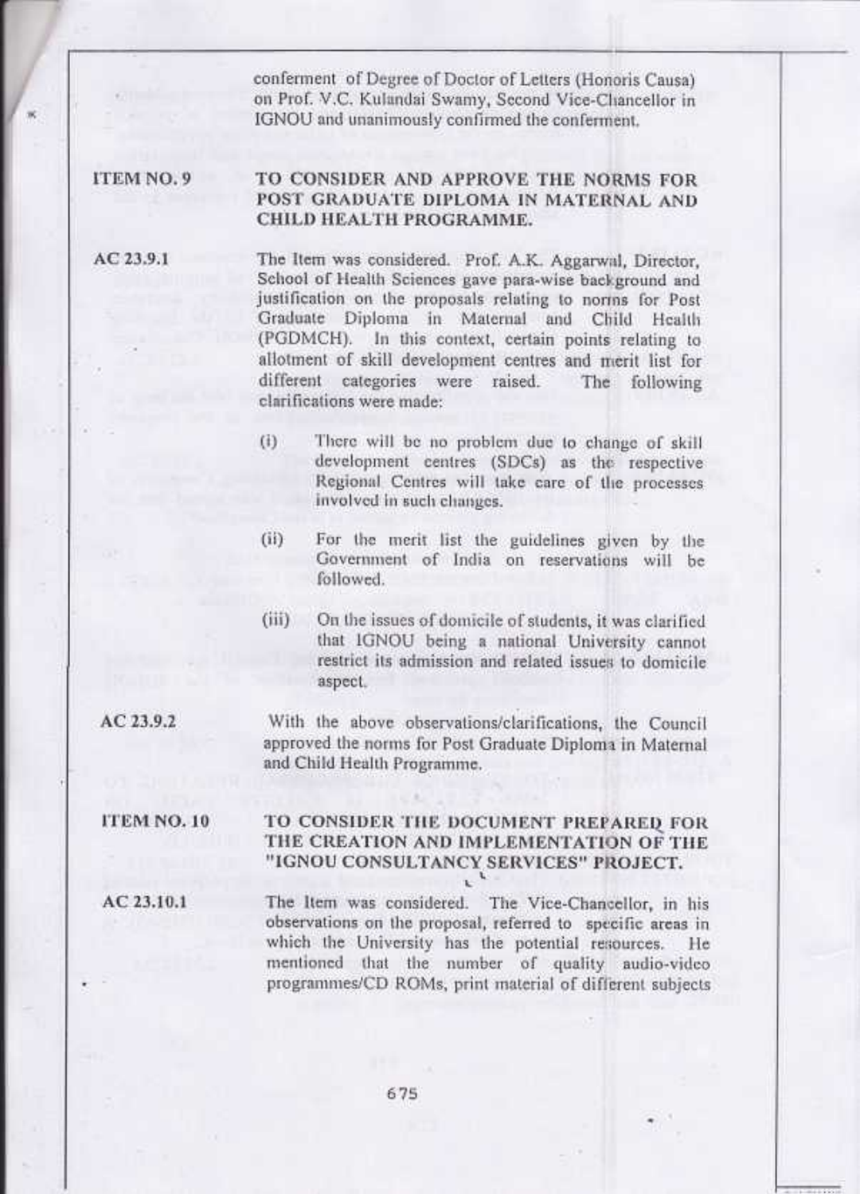conferment of Degree of Doctor of Letters (Honoris Causa) on Prof. V.C. Kulandai Swamy, Second Vice-Chancellor in IGNOU and unanimously confirmed the conferment.

**ITEM NO. 9** **TO CONSIDER AND APPROVE THE NORMS FOR POST GRADUATE DIPLOMA IN MATERNAL AND CHILD HEALTH PROGRAMME.**

**AC 23.9.1** The Item was considered. Prof. A.K. Aggarwal, Director, School of Health Sciences gave para-wise background and justification on the proposals relating to norms for Post Graduate Diploma in Maternal and Child Health (PGDMCH). In this context, certain points relating to allotment of skill development centres and merit list for different categories were raised. The following clarifications were made:

(i) There will be no problem due to change of skill development centres (SDCs) as the respective Regional Centres will take care of the processes involved in such changes.

(ii) For the merit list the guidelines given by the Government of India on reservations will be followed.

(iii) On the issues of domicile of students, it was clarified that IGNOU being a national University cannot restrict its admission and related issues to domicile aspect.

**AC 23.9.2** With the above observations/clarifications, the Council approved the norms for Post Graduate Diploma in Maternal and Child Health Programme.

**ITEM NO. 10** **TO CONSIDER THE DOCUMENT PREPARED FOR THE CREATION AND IMPLEMENTATION OF THE "IGNOU CONSULTANCY SERVICES" PROJECT.**

**AC 23.10.1** The Item was considered. The Vice-Chancellor, in his observations on the proposal, referred to specific areas in which the University has the potential resources. He mentioned that the number of quality audio-video programmes/CD ROMs, print material of different subjects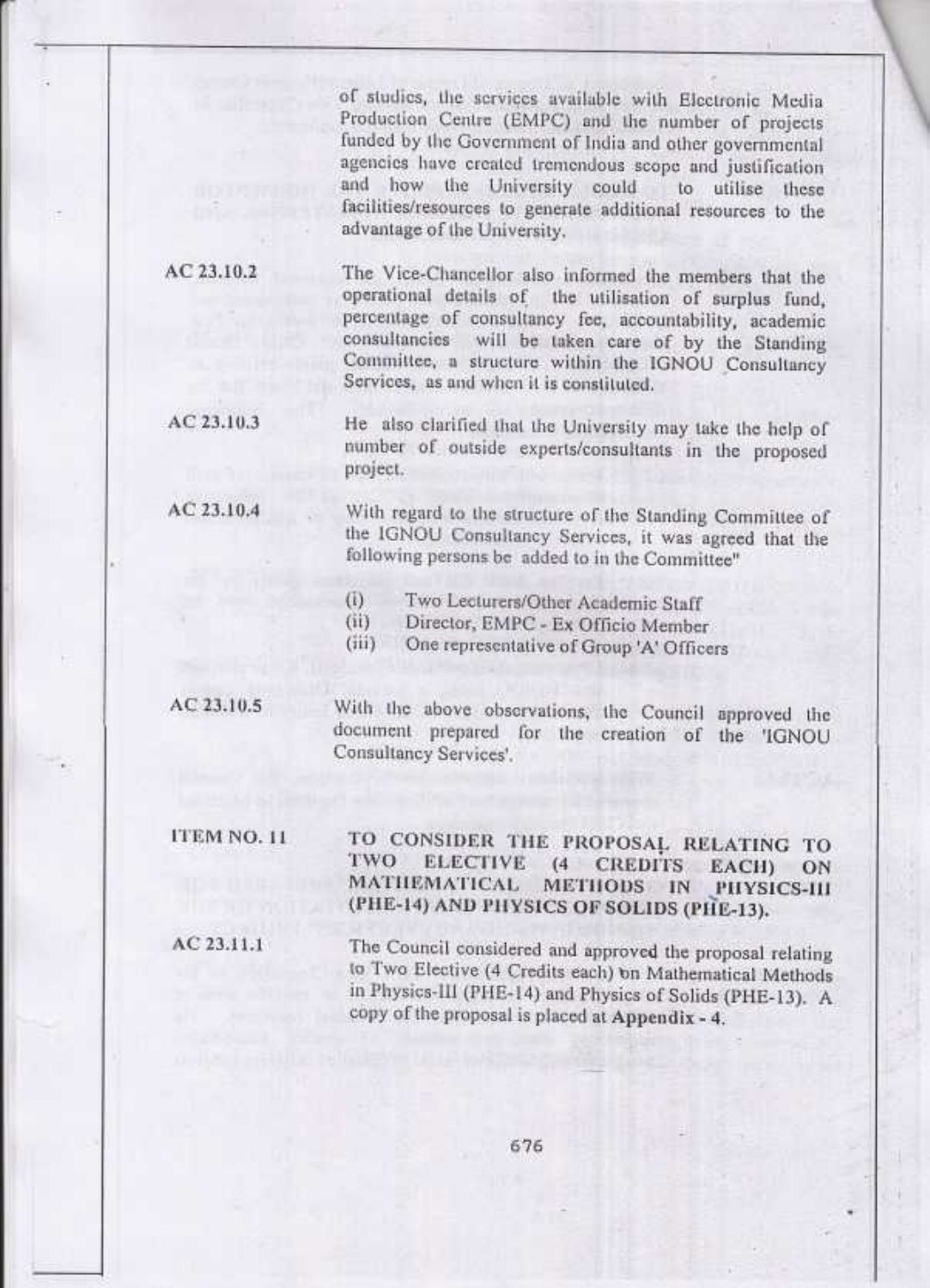of studies, the services available with Electronic Media Production Centre (EMPC) and the number of projects funded by the Government of India and other governmental agencies have created tremendous scope and justification and how the University could to utilise these facilities/resources to generate additional resources to the advantage of the University.

**AC 23.10.2** The Vice-Chancellor also informed the members that the operational details of the utilisation of surplus fund, percentage of consultancy fee, accountability, academic consultancies will be taken care of by the Standing Committee, a structure within the IGNOU Consultancy Services, as and when it is constituted.

**AC 23.10.3** He also clarified that the University may take the help of number of outside experts/consultants in the proposed project.

**AC 23.10.4** With regard to the structure of the Standing Committee of the IGNOU Consultancy Services, it was agreed that the following persons be added to in the Committee"

(i) Two Lecturers/Other Academic Staff
(ii) Director, EMPC - Ex Officio Member
(iii) One representative of Group 'A' Officers

**AC 23.10.5** With the above observations, the Council approved the document prepared for the creation of the 'IGNOU Consultancy Services'.

## ITEM NO. 11 TO CONSIDER THE PROPOSAL RELATING TO TWO ELECTIVE (4 CREDITS EACH) ON MATHEMATICAL METHODS IN PHYSICS-III (PHE-14) AND PHYSICS OF SOLIDS (PHE-13).

**AC 23.11.1** The Council considered and approved the proposal relating to Two Elective (4 Credits each) on Mathematical Methods in Physics-III (PHE-14) and Physics of Solids (PHE-13). A copy of the proposal is placed at **Appendix - 4.**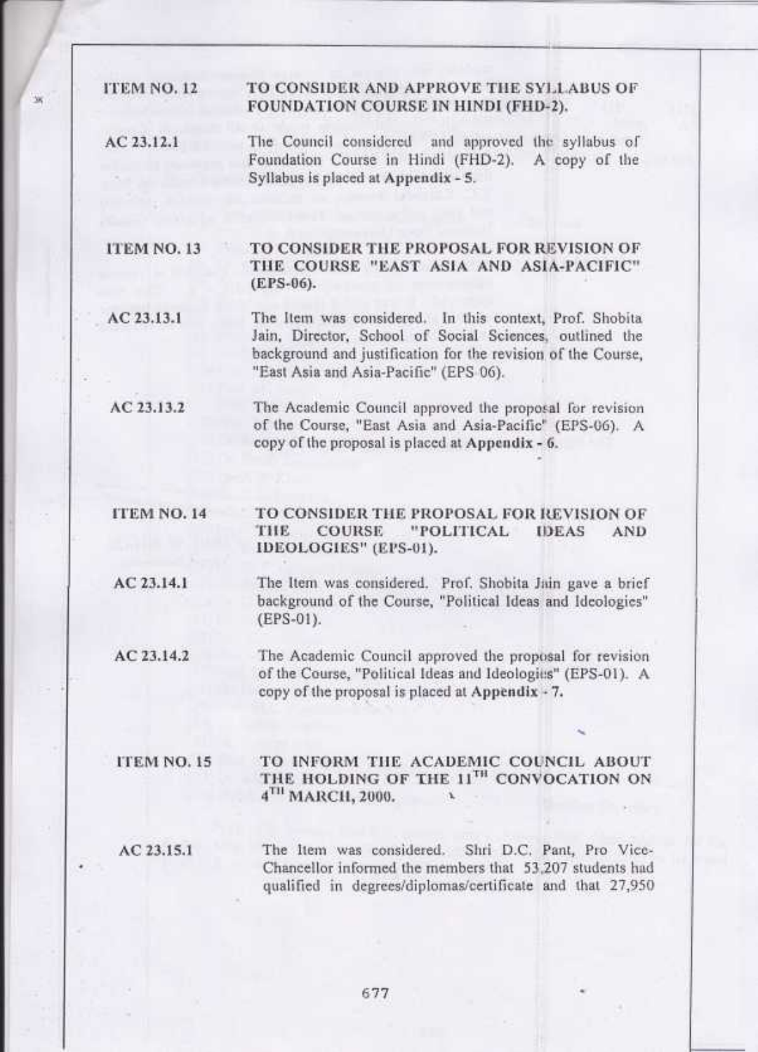**ITEM NO. 12** **TO CONSIDER AND APPROVE THE SYLLABUS OF FOUNDATION COURSE IN HINDI (FHD-2).**

AC 23.12.1 The Council considered and approved the syllabus of Foundation Course in Hindi (FHD-2). A copy of the Syllabus is placed at **Appendix - 5.**

**ITEM NO. 13** **TO CONSIDER THE PROPOSAL FOR REVISION OF THE COURSE "EAST ASIA AND ASIA-PACIFIC" (EPS-06).**

AC 23.13.1 The Item was considered. In this context, Prof. Shobita Jain, Director, School of Social Sciences, outlined the background and justification for the revision of the Course, "East Asia and Asia-Pacific" (EPS 06).

AC 23.13.2 The Academic Council approved the proposal for revision of the Course, "East Asia and Asia-Pacific" (EPS-06). A copy of the proposal is placed at **Appendix - 6.**

**ITEM NO. 14** **TO CONSIDER THE PROPOSAL FOR REVISION OF THE COURSE "POLITICAL IDEAS AND IDEOLOGIES" (EPS-01).**

AC 23.14.1 The Item was considered. Prof. Shobita Jain gave a brief background of the Course, "Political Ideas and Ideologies" (EPS-01).

AC 23.14.2 The Academic Council approved the proposal for revision of the Course, "Political Ideas and Ideologies" (EPS-01). A copy of the proposal is placed at **Appendix - 7.**

**ITEM NO. 15** **TO INFORM THE ACADEMIC COUNCIL ABOUT THE HOLDING OF THE 11TH CONVOCATION ON 4TH MARCH, 2000.**

AC 23.15.1 The Item was considered. Shri D.C. Pant, Pro Vice-Chancellor informed the members that 53,207 students had qualified in degrees/diplomas/certificate and that 27,950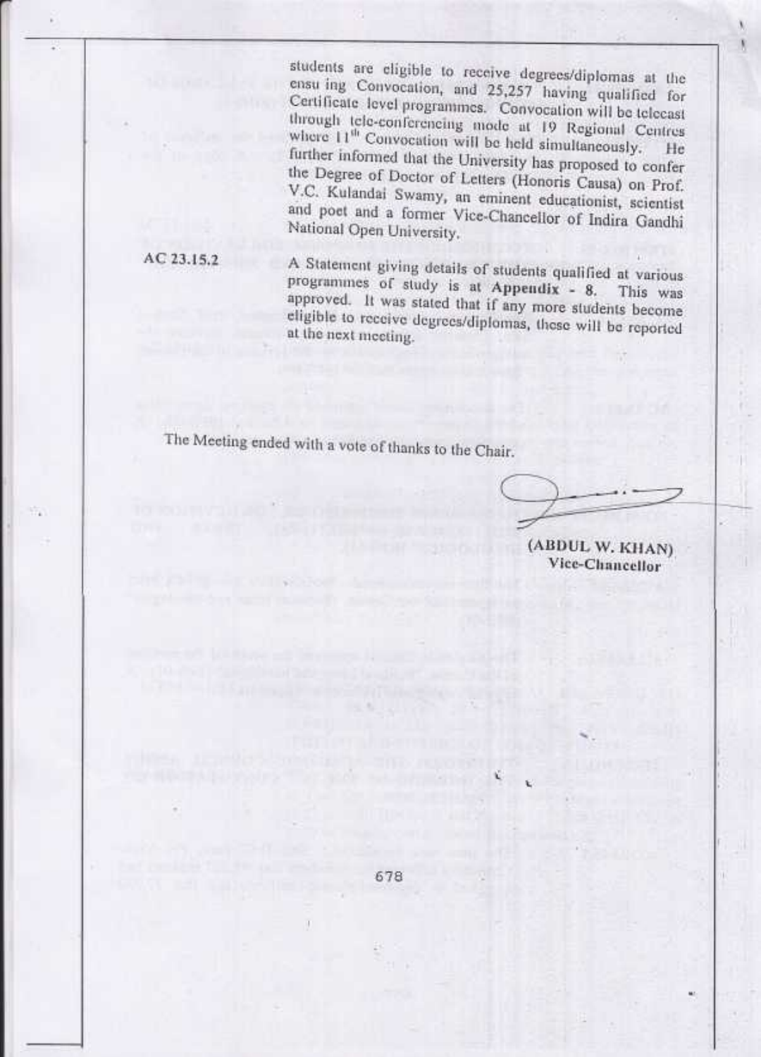students are eligible to receive degrees/diplomas at the ensu ing Convocation, and 25,257 having qualified for Certificate level programmes. Convocation will be telecast through tele-conferencing mode at 19 Regional Centres where 11th Convocation will be held simultaneously. He further informed that the University has proposed to confer the Degree of Doctor of Letters (Honoris Causa) on Prof. V.C. Kulandai Swamy, an eminent educationist, scientist and poet and a former Vice-Chancellor of Indira Gandhi National Open University.

AC 23.15.2 A Statement giving details of students qualified at various programmes of study is at **Appendix - 8.** This was approved. It was stated that if any more students become eligible to receive degrees/diplomas, these will be reported at the next meeting.

The Meeting ended with a vote of thanks to the Chair.

**(ABDUL W. KHAN)**
**Vice-Chancellor**